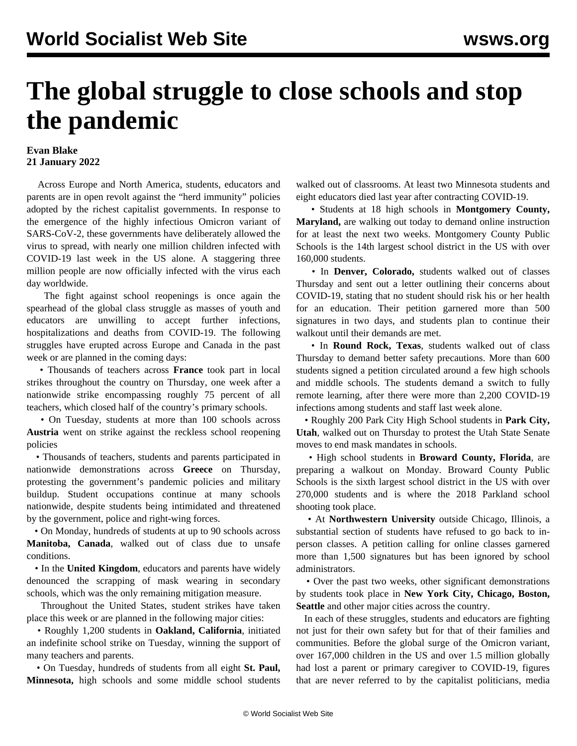# The global struggle to close schools and stop the pandemic

**Evan Blake**
**21 January 2022**

Across Europe and North America, students, educators and parents are in open revolt against the "herd immunity" policies adopted by the richest capitalist governments. In response to the emergence of the highly infectious Omicron variant of SARS-CoV-2, these governments have deliberately allowed the virus to spread, with nearly one million children infected with COVID-19 last week in the US alone. A staggering three million people are now officially infected with the virus each day worldwide.

The fight against school reopenings is once again the spearhead of the global class struggle as masses of youth and educators are unwilling to accept further infections, hospitalizations and deaths from COVID-19. The following struggles have erupted across Europe and Canada in the past week or are planned in the coming days:

- Thousands of teachers across **France** took part in local strikes throughout the country on Thursday, one week after a nationwide strike encompassing roughly 75 percent of all teachers, which closed half of the country's primary schools.
- On Tuesday, students at more than 100 schools across **Austria** went on strike against the reckless school reopening policies
- Thousands of teachers, students and parents participated in nationwide demonstrations across **Greece** on Thursday, protesting the government's pandemic policies and military buildup. Student occupations continue at many schools nationwide, despite students being intimidated and threatened by the government, police and right-wing forces.
- On Monday, hundreds of students at up to 90 schools across **Manitoba, Canada**, walked out of class due to unsafe conditions.
- In the **United Kingdom**, educators and parents have widely denounced the scrapping of mask wearing in secondary schools, which was the only remaining mitigation measure.

Throughout the United States, student strikes have taken place this week or are planned in the following major cities:

- Roughly 1,200 students in **Oakland, California**, initiated an indefinite school strike on Tuesday, winning the support of many teachers and parents.
- On Tuesday, hundreds of students from all eight **St. Paul, Minnesota,** high schools and some middle school students walked out of classrooms. At least two Minnesota students and eight educators died last year after contracting COVID-19.
- Students at 18 high schools in **Montgomery County, Maryland,** are walking out today to demand online instruction for at least the next two weeks. Montgomery County Public Schools is the 14th largest school district in the US with over 160,000 students.
- In **Denver, Colorado,** students walked out of classes Thursday and sent out a letter outlining their concerns about COVID-19, stating that no student should risk his or her health for an education. Their petition garnered more than 500 signatures in two days, and students plan to continue their walkout until their demands are met.
- In **Round Rock, Texas**, students walked out of class Thursday to demand better safety precautions. More than 600 students signed a petition circulated around a few high schools and middle schools. The students demand a switch to fully remote learning, after there were more than 2,200 COVID-19 infections among students and staff last week alone.
- Roughly 200 Park City High School students in **Park City, Utah**, walked out on Thursday to protest the Utah State Senate moves to end mask mandates in schools.
- High school students in **Broward County, Florida**, are preparing a walkout on Monday. Broward County Public Schools is the sixth largest school district in the US with over 270,000 students and is where the 2018 Parkland school shooting took place.
- At **Northwestern University** outside Chicago, Illinois, a substantial section of students have refused to go back to in-person classes. A petition calling for online classes garnered more than 1,500 signatures but has been ignored by school administrators.
- Over the past two weeks, other significant demonstrations by students took place in **New York City, Chicago, Boston, Seattle** and other major cities across the country.

In each of these struggles, students and educators are fighting not just for their own safety but for that of their families and communities. Before the global surge of the Omicron variant, over 167,000 children in the US and over 1.5 million globally had lost a parent or primary caregiver to COVID-19, figures that are never referred to by the capitalist politicians, media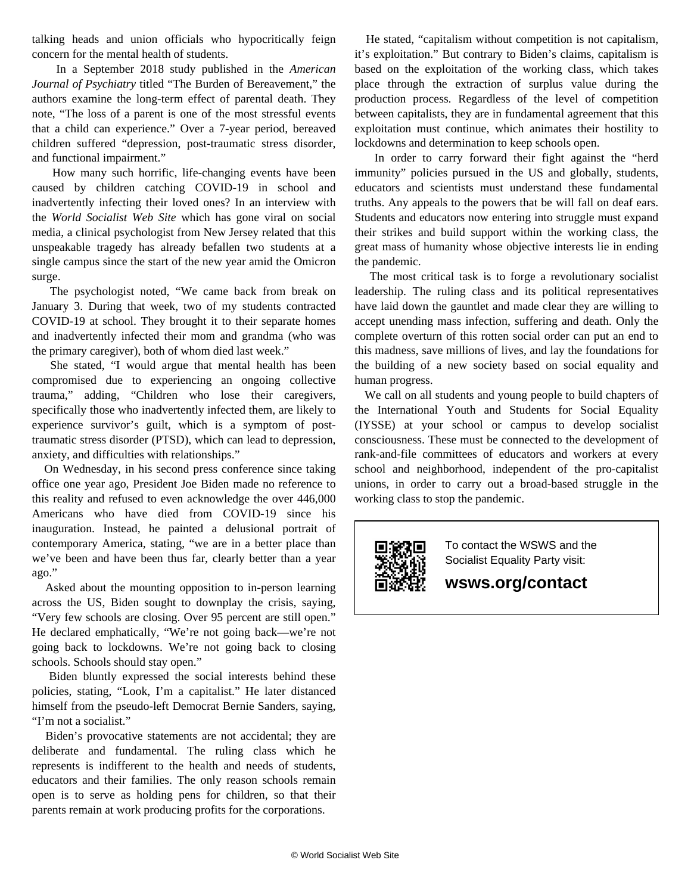talking heads and union officials who hypocritically feign concern for the mental health of students.

In a September 2018 study published in the *American Journal of Psychiatry* titled "The Burden of Bereavement," the authors examine the long-term effect of parental death. They note, "The loss of a parent is one of the most stressful events that a child can experience." Over a 7-year period, bereaved children suffered "depression, post-traumatic stress disorder, and functional impairment."

How many such horrific, life-changing events have been caused by children catching COVID-19 in school and inadvertently infecting their loved ones? In an interview with the *World Socialist Web Site* which has gone viral on social media, a clinical psychologist from New Jersey related that this unspeakable tragedy has already befallen two students at a single campus since the start of the new year amid the Omicron surge.

The psychologist noted, "We came back from break on January 3. During that week, two of my students contracted COVID-19 at school. They brought it to their separate homes and inadvertently infected their mom and grandma (who was the primary caregiver), both of whom died last week."

She stated, "I would argue that mental health has been compromised due to experiencing an ongoing collective trauma," adding, "Children who lose their caregivers, specifically those who inadvertently infected them, are likely to experience survivor's guilt, which is a symptom of post-traumatic stress disorder (PTSD), which can lead to depression, anxiety, and difficulties with relationships."

On Wednesday, in his second press conference since taking office one year ago, President Joe Biden made no reference to this reality and refused to even acknowledge the over 446,000 Americans who have died from COVID-19 since his inauguration. Instead, he painted a delusional portrait of contemporary America, stating, "we are in a better place than we've been and have been thus far, clearly better than a year ago."

Asked about the mounting opposition to in-person learning across the US, Biden sought to downplay the crisis, saying, "Very few schools are closing. Over 95 percent are still open." He declared emphatically, "We're not going back—we're not going back to lockdowns. We're not going back to closing schools. Schools should stay open."

Biden bluntly expressed the social interests behind these policies, stating, "Look, I'm a capitalist." He later distanced himself from the pseudo-left Democrat Bernie Sanders, saying, "I'm not a socialist."

Biden's provocative statements are not accidental; they are deliberate and fundamental. The ruling class which he represents is indifferent to the health and needs of students, educators and their families. The only reason schools remain open is to serve as holding pens for children, so that their parents remain at work producing profits for the corporations.

He stated, "capitalism without competition is not capitalism, it's exploitation." But contrary to Biden's claims, capitalism is based on the exploitation of the working class, which takes place through the extraction of surplus value during the production process. Regardless of the level of competition between capitalists, they are in fundamental agreement that this exploitation must continue, which animates their hostility to lockdowns and determination to keep schools open.

In order to carry forward their fight against the "herd immunity" policies pursued in the US and globally, students, educators and scientists must understand these fundamental truths. Any appeals to the powers that be will fall on deaf ears. Students and educators now entering into struggle must expand their strikes and build support within the working class, the great mass of humanity whose objective interests lie in ending the pandemic.

The most critical task is to forge a revolutionary socialist leadership. The ruling class and its political representatives have laid down the gauntlet and made clear they are willing to accept unending mass infection, suffering and death. Only the complete overturn of this rotten social order can put an end to this madness, save millions of lives, and lay the foundations for the building of a new society based on social equality and human progress.

We call on all students and young people to build chapters of the International Youth and Students for Social Equality (IYSSE) at your school or campus to develop socialist consciousness. These must be connected to the development of rank-and-file committees of educators and workers at every school and neighborhood, independent of the pro-capitalist unions, in order to carry out a broad-based struggle in the working class to stop the pandemic.

To contact the WSWS and the Socialist Equality Party visit:

**wsws.org/contact**